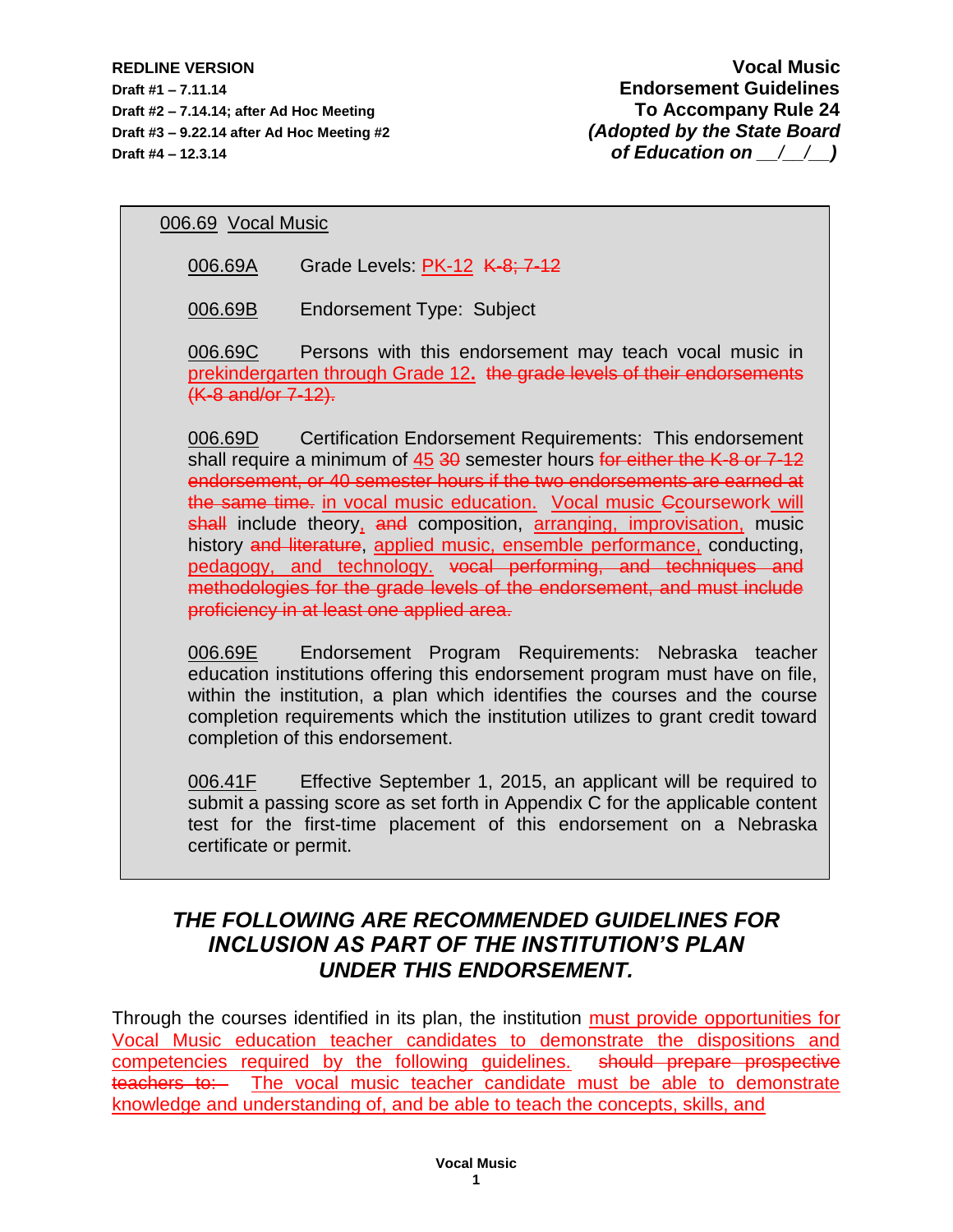**REDLINE VERSION**
**Draft #1 – 7.11.14**
**Draft #2 – 7.14.14; after Ad Hoc Meeting**
**Draft #3 – 9.22.14 after Ad Hoc Meeting #2**
**Draft #4 – 12.3.14**

**Vocal Music Endorsement Guidelines To Accompany Rule 24**
***(Adopted by the State Board of Education on \_\_/\_\_/\_\_)***

006.69 Vocal Music

006.69A Grade Levels: PK-12 ~~K-8; 7-12~~

006.69B Endorsement Type: Subject

006.69C Persons with this endorsement may teach vocal music in prekindergarten through Grade 12. ~~the grade levels of their endorsements (K-8 and/or 7-12).~~

006.69D Certification Endorsement Requirements: This endorsement shall require a minimum of 45 ~~30~~ semester hours ~~for either the K-8 or 7-12 endorsement, or 40 semester hours if the two endorsements are earned at the same time.~~ in vocal music education. Vocal music ~~C~~coursework will ~~shall~~ include theory, ~~and~~ composition, arranging, improvisation, music history ~~and literature~~, applied music, ensemble performance, conducting, pedagogy, and technology. ~~vocal performing, and techniques and methodologies for the grade levels of the endorsement, and must include proficiency in at least one applied area.~~

006.69E Endorsement Program Requirements: Nebraska teacher education institutions offering this endorsement program must have on file, within the institution, a plan which identifies the courses and the course completion requirements which the institution utilizes to grant credit toward completion of this endorsement.

006.41F Effective September 1, 2015, an applicant will be required to submit a passing score as set forth in Appendix C for the applicable content test for the first-time placement of this endorsement on a Nebraska certificate or permit.

## *THE FOLLOWING ARE RECOMMENDED GUIDELINES FOR INCLUSION AS PART OF THE INSTITUTION'S PLAN UNDER THIS ENDORSEMENT.*

Through the courses identified in its plan, the institution must provide opportunities for Vocal Music education teacher candidates to demonstrate the dispositions and competencies required by the following guidelines. ~~should prepare prospective teachers to:~~ The vocal music teacher candidate must be able to demonstrate knowledge and understanding of, and be able to teach the concepts, skills, and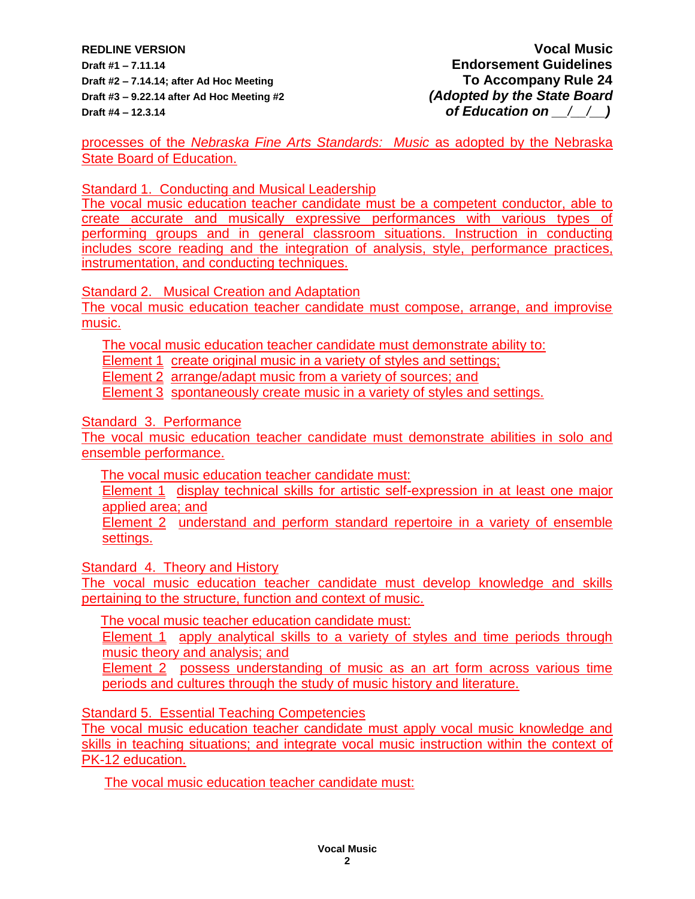processes of the *Nebraska Fine Arts Standards: Music* as adopted by the Nebraska State Board of Education.

Standard 1. Conducting and Musical Leadership
The vocal music education teacher candidate must be a competent conductor, able to create accurate and musically expressive performances with various types of performing groups and in general classroom situations. Instruction in conducting includes score reading and the integration of analysis, style, performance practices, instrumentation, and conducting techniques.

Standard 2. Musical Creation and Adaptation
The vocal music education teacher candidate must compose, arrange, and improvise music.

The vocal music education teacher candidate must demonstrate ability to:
Element 1 create original music in a variety of styles and settings;
Element 2 arrange/adapt music from a variety of sources; and
Element 3 spontaneously create music in a variety of styles and settings.

Standard 3. Performance
The vocal music education teacher candidate must demonstrate abilities in solo and ensemble performance.

The vocal music education teacher candidate must:
Element 1 display technical skills for artistic self-expression in at least one major applied area; and
Element 2 understand and perform standard repertoire in a variety of ensemble settings.

Standard 4. Theory and History
The vocal music education teacher candidate must develop knowledge and skills pertaining to the structure, function and context of music.

The vocal music teacher education candidate must:
Element 1 apply analytical skills to a variety of styles and time periods through music theory and analysis; and
Element 2 possess understanding of music as an art form across various time periods and cultures through the study of music history and literature.

Standard 5. Essential Teaching Competencies
The vocal music education teacher candidate must apply vocal music knowledge and skills in teaching situations; and integrate vocal music instruction within the context of PK-12 education.

The vocal music education teacher candidate must: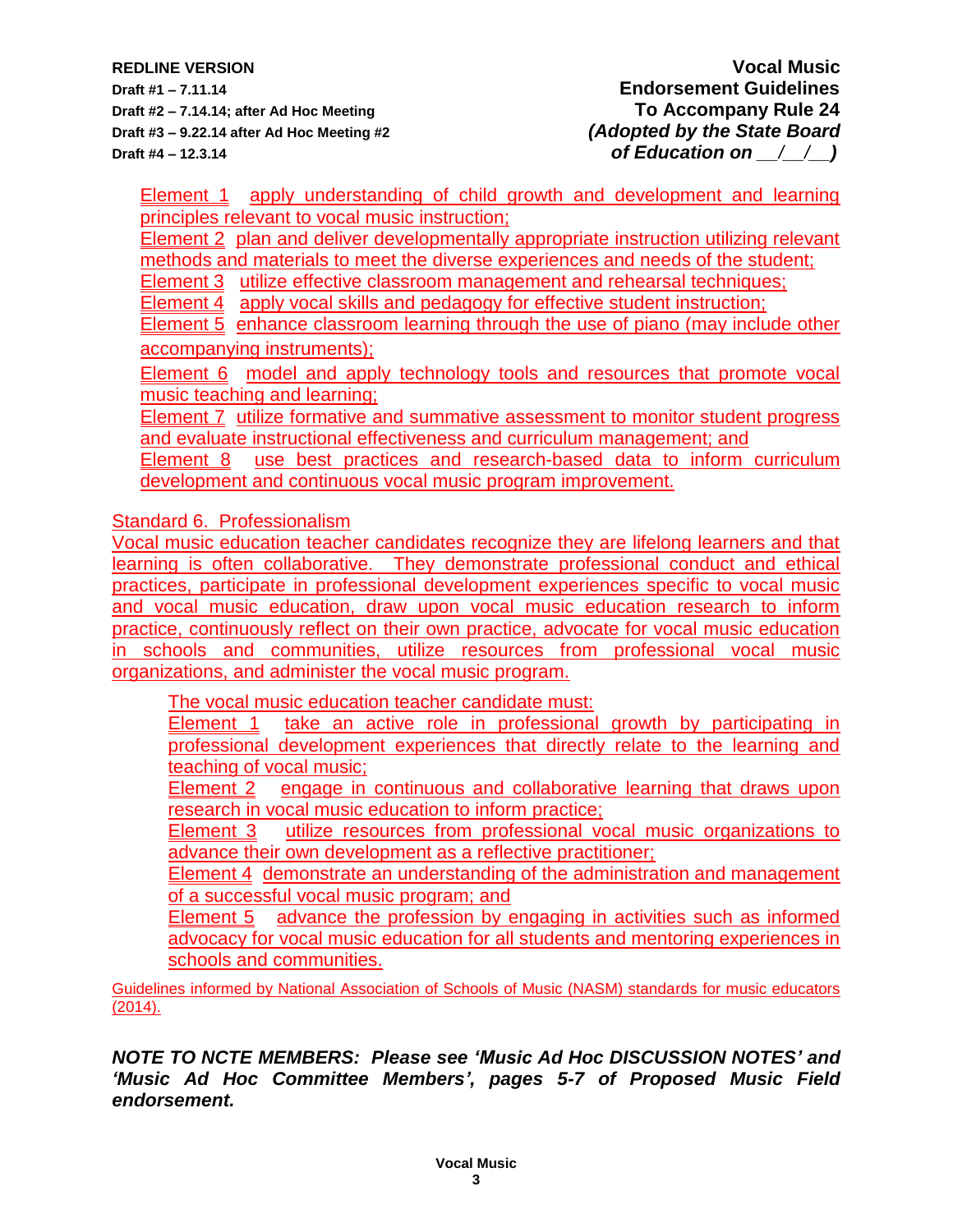Element 1 apply understanding of child growth and development and learning principles relevant to vocal music instruction;

Element 2 plan and deliver developmentally appropriate instruction utilizing relevant methods and materials to meet the diverse experiences and needs of the student;

Element 3 utilize effective classroom management and rehearsal techniques;

Element 4 apply vocal skills and pedagogy for effective student instruction;

Element 5 enhance classroom learning through the use of piano (may include other accompanying instruments);

Element 6 model and apply technology tools and resources that promote vocal music teaching and learning;

Element 7 utilize formative and summative assessment to monitor student progress and evaluate instructional effectiveness and curriculum management; and

Element 8 use best practices and research-based data to inform curriculum development and continuous vocal music program improvement.

## Standard 6. Professionalism

Vocal music education teacher candidates recognize they are lifelong learners and that learning is often collaborative. They demonstrate professional conduct and ethical practices, participate in professional development experiences specific to vocal music and vocal music education, draw upon vocal music education research to inform practice, continuously reflect on their own practice, advocate for vocal music education in schools and communities, utilize resources from professional vocal music organizations, and administer the vocal music program.

The vocal music education teacher candidate must:

Element 1 take an active role in professional growth by participating in professional development experiences that directly relate to the learning and teaching of vocal music;

Element 2 engage in continuous and collaborative learning that draws upon research in vocal music education to inform practice;

Element 3 utilize resources from professional vocal music organizations to advance their own development as a reflective practitioner;

Element 4 demonstrate an understanding of the administration and management of a successful vocal music program; and

Element 5 advance the profession by engaging in activities such as informed advocacy for vocal music education for all students and mentoring experiences in schools and communities.

Guidelines informed by National Association of Schools of Music (NASM) standards for music educators (2014).

***NOTE TO NCTE MEMBERS: Please see 'Music Ad Hoc DISCUSSION NOTES' and 'Music Ad Hoc Committee Members', pages 5-7 of Proposed Music Field endorsement.***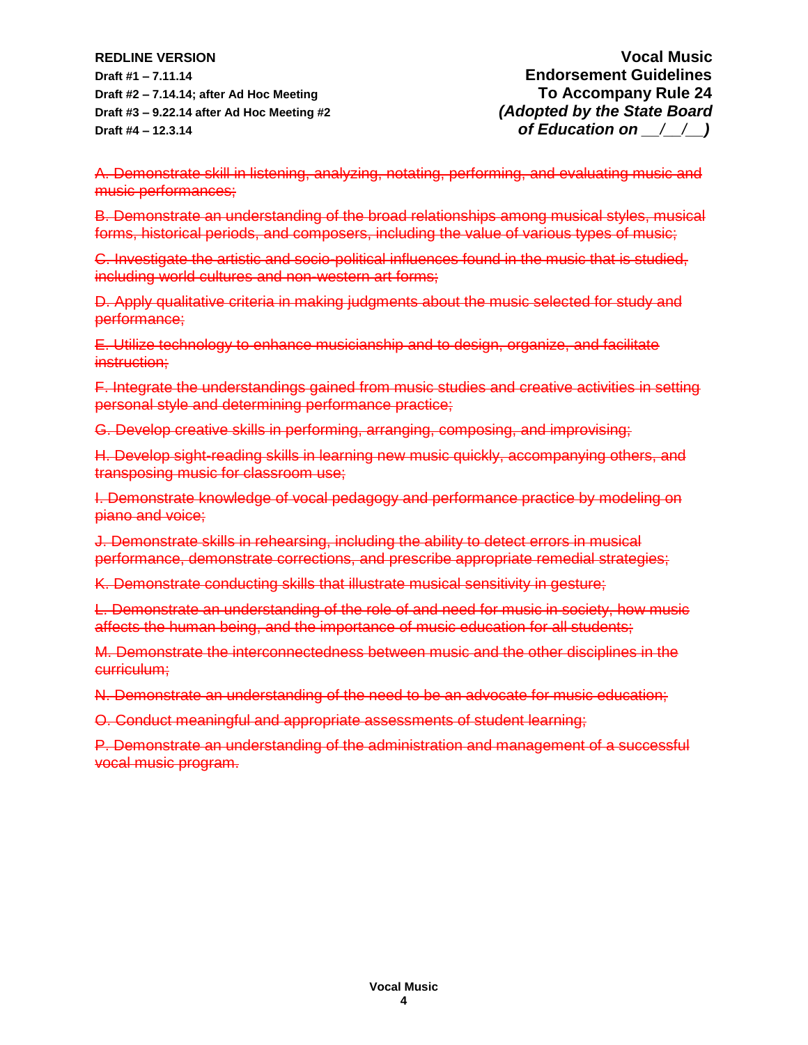~~A. Demonstrate skill in listening, analyzing, notating, performing, and evaluating music and music performances;~~

~~B. Demonstrate an understanding of the broad relationships among musical styles, musical forms, historical periods, and composers, including the value of various types of music;~~

~~C. Investigate the artistic and socio-political influences found in the music that is studied, including world cultures and non-western art forms;~~

~~D. Apply qualitative criteria in making judgments about the music selected for study and performance;~~

~~E. Utilize technology to enhance musicianship and to design, organize, and facilitate instruction;~~

~~F. Integrate the understandings gained from music studies and creative activities in setting personal style and determining performance practice;~~

~~G. Develop creative skills in performing, arranging, composing, and improvising;~~

~~H. Develop sight-reading skills in learning new music quickly, accompanying others, and transposing music for classroom use;~~

~~I. Demonstrate knowledge of vocal pedagogy and performance practice by modeling on piano and voice;~~

~~J. Demonstrate skills in rehearsing, including the ability to detect errors in musical performance, demonstrate corrections, and prescribe appropriate remedial strategies;~~

~~K. Demonstrate conducting skills that illustrate musical sensitivity in gesture;~~

~~L. Demonstrate an understanding of the role of and need for music in society, how music affects the human being, and the importance of music education for all students;~~

~~M. Demonstrate the interconnectedness between music and the other disciplines in the curriculum;~~

~~N. Demonstrate an understanding of the need to be an advocate for music education;~~

~~O. Conduct meaningful and appropriate assessments of student learning;~~

~~P. Demonstrate an understanding of the administration and management of a successful vocal music program.~~